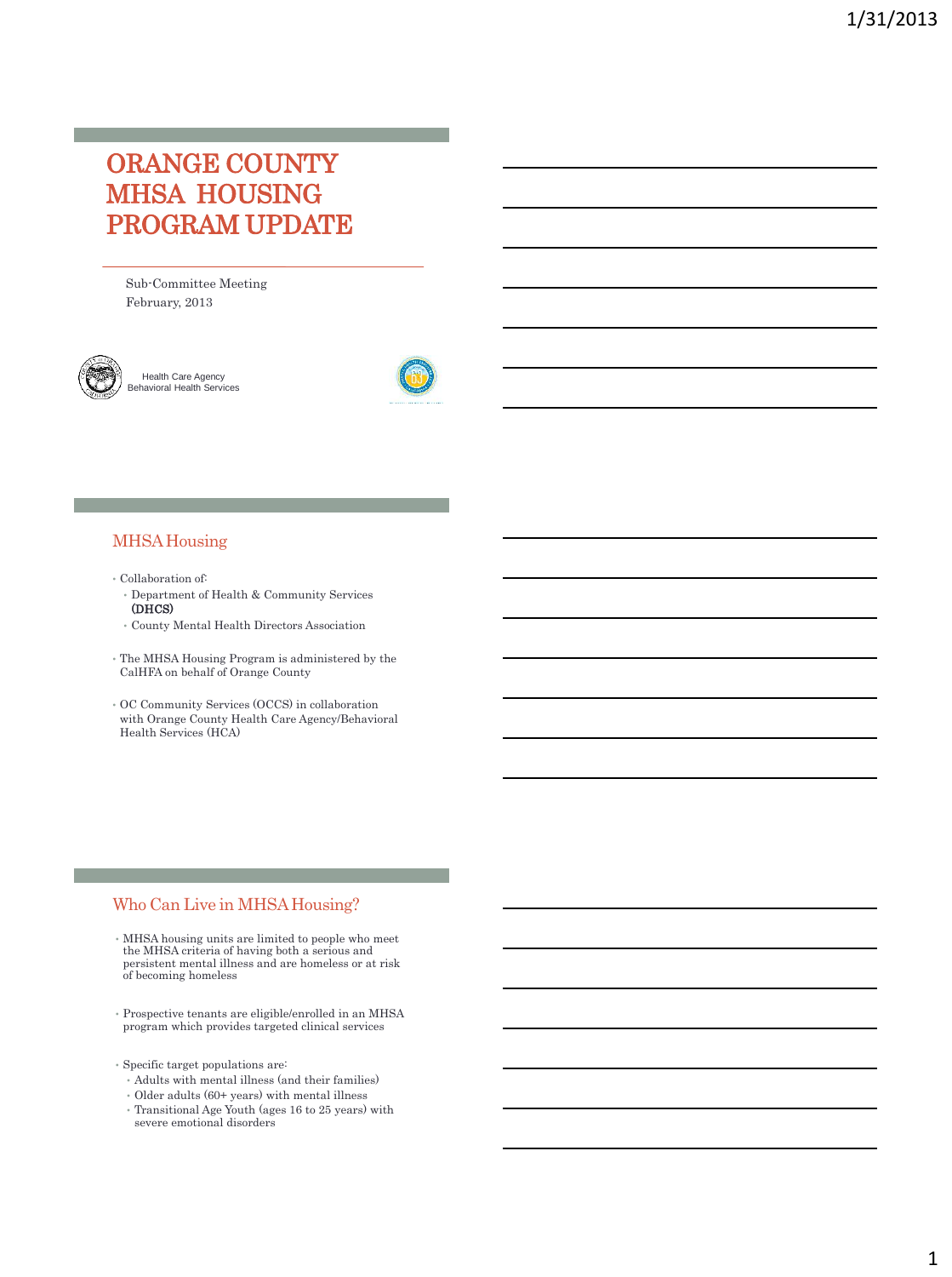# ORANGE COUNTY MHSA HOUSING PROGRAM UPDATE

Sub-Committee Meeting
February, 2013

Health Care Agency
Behavioral Health Services

## MHSA Housing

- Collaboration of:
  - Department of Health & Community Services (DHCS)
  - County Mental Health Directors Association
- The MHSA Housing Program is administered by the CalHFA on behalf of Orange County
- OC Community Services (OCCS) in collaboration with Orange County Health Care Agency/Behavioral Health Services (HCA)

## Who Can Live in MHSA Housing?

- MHSA housing units are limited to people who meet the MHSA criteria of having both a serious and persistent mental illness and are homeless or at risk of becoming homeless
- Prospective tenants are eligible/enrolled in an MHSA program which provides targeted clinical services
- Specific target populations are:
  - Adults with mental illness (and their families)
  - Older adults (60+ years) with mental illness
  - Transitional Age Youth (ages 16 to 25 years) with severe emotional disorders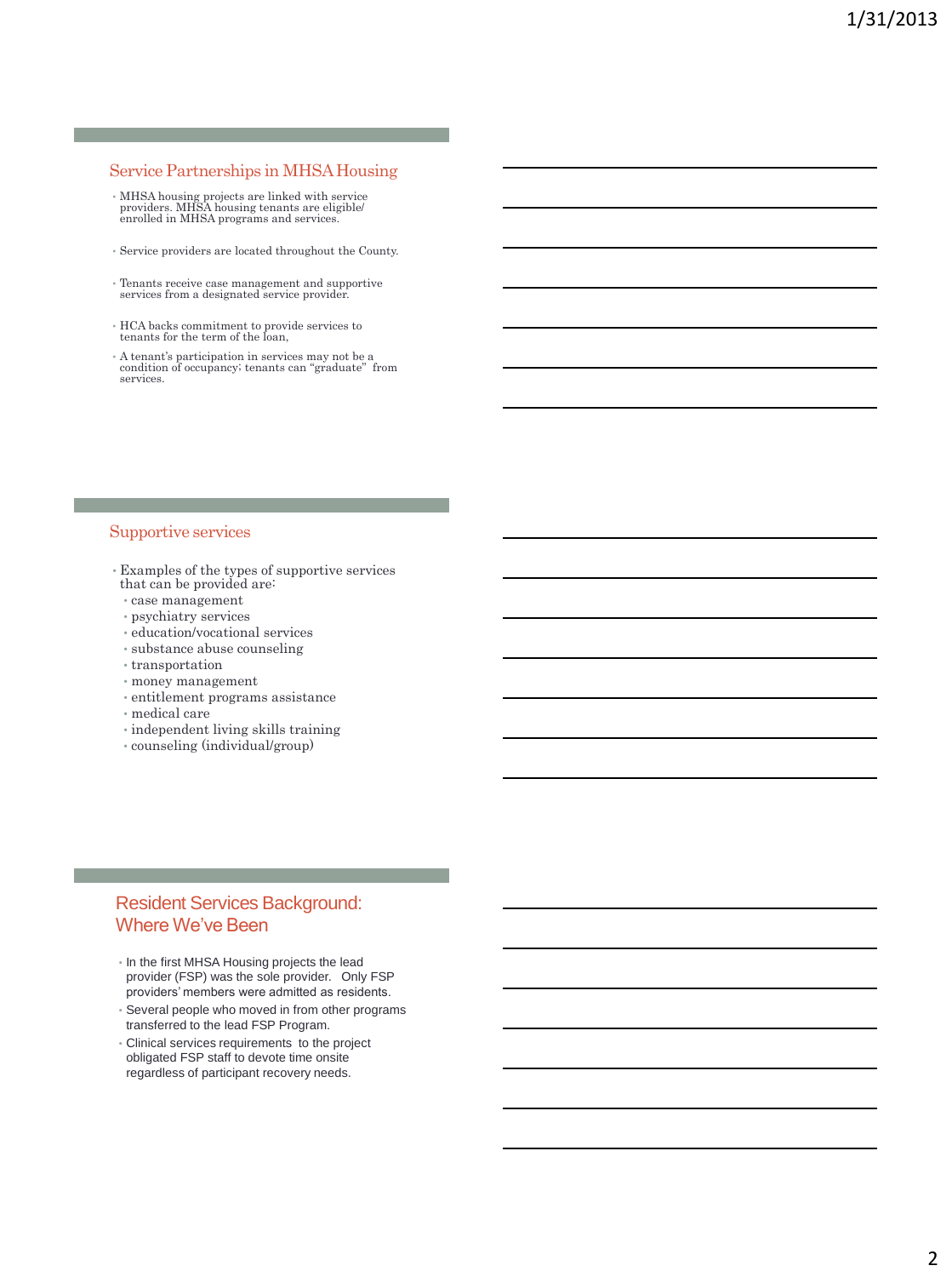## Service Partnerships in MHSA Housing

- MHSA housing projects are linked with service providers. MHSA housing tenants are eligible/ enrolled in MHSA programs and services.
- Service providers are located throughout the County.
- Tenants receive case management and supportive services from a designated service provider.
- HCA backs commitment to provide services to tenants for the term of the loan,
- A tenant's participation in services may not be a condition of occupancy; tenants can "graduate" from services.

## Supportive services

- Examples of the types of supportive services that can be provided are:
  - case management
  - psychiatry services
  - education/vocational services
  - substance abuse counseling
  - transportation
  - money management
  - entitlement programs assistance
  - medical care
  - independent living skills training
  - counseling (individual/group)

## Resident Services Background: Where We've Been

- In the first MHSA Housing projects the lead provider (FSP) was the sole provider. Only FSP providers' members were admitted as residents.
- Several people who moved in from other programs transferred to the lead FSP Program.
- Clinical services requirements to the project obligated FSP staff to devote time onsite regardless of participant recovery needs.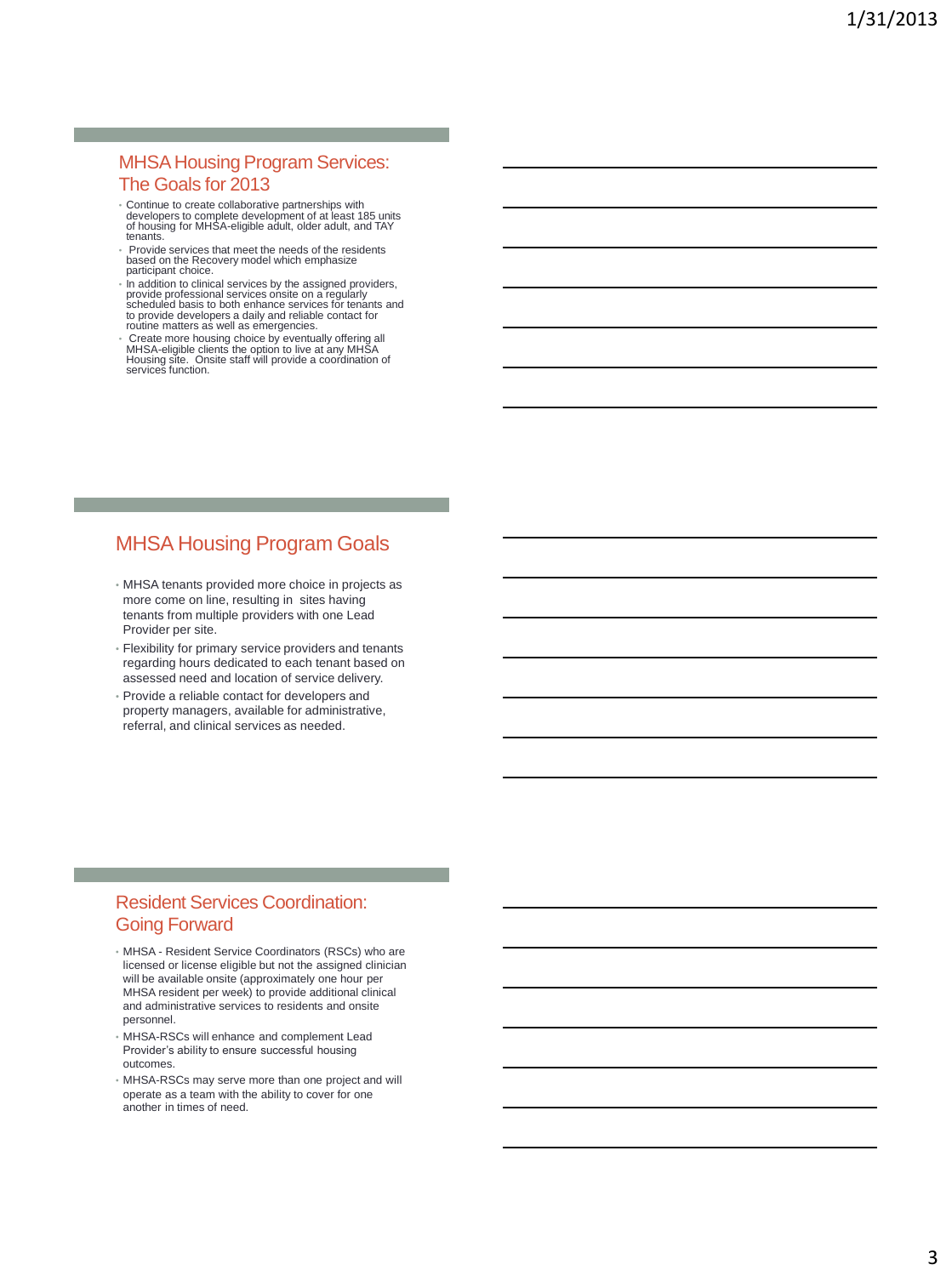## MHSA Housing Program Services: The Goals for 2013

- Continue to create collaborative partnerships with developers to complete development of at least 185 units of housing for MHSA-eligible adult, older adult, and TAY tenants.
- Provide services that meet the needs of the residents based on the Recovery model which emphasize participant choice.
- In addition to clinical services by the assigned providers, provide professional services onsite on a regularly scheduled basis to both enhance services for tenants and to provide developers a daily and reliable contact for routine matters as well as emergencies.
- Create more housing choice by eventually offering all MHSA-eligible clients the option to live at any MHSA Housing site. Onsite staff will provide a coordination of services function.

## MHSA Housing Program Goals

- MHSA tenants provided more choice in projects as more come on line, resulting in sites having tenants from multiple providers with one Lead Provider per site.
- Flexibility for primary service providers and tenants regarding hours dedicated to each tenant based on assessed need and location of service delivery.
- Provide a reliable contact for developers and property managers, available for administrative, referral, and clinical services as needed.

## Resident Services Coordination: Going Forward

- MHSA - Resident Service Coordinators (RSCs) who are licensed or license eligible but not the assigned clinician will be available onsite (approximately one hour per MHSA resident per week) to provide additional clinical and administrative services to residents and onsite personnel.
- MHSA-RSCs will enhance and complement Lead Provider's ability to ensure successful housing outcomes.
- MHSA-RSCs may serve more than one project and will operate as a team with the ability to cover for one another in times of need.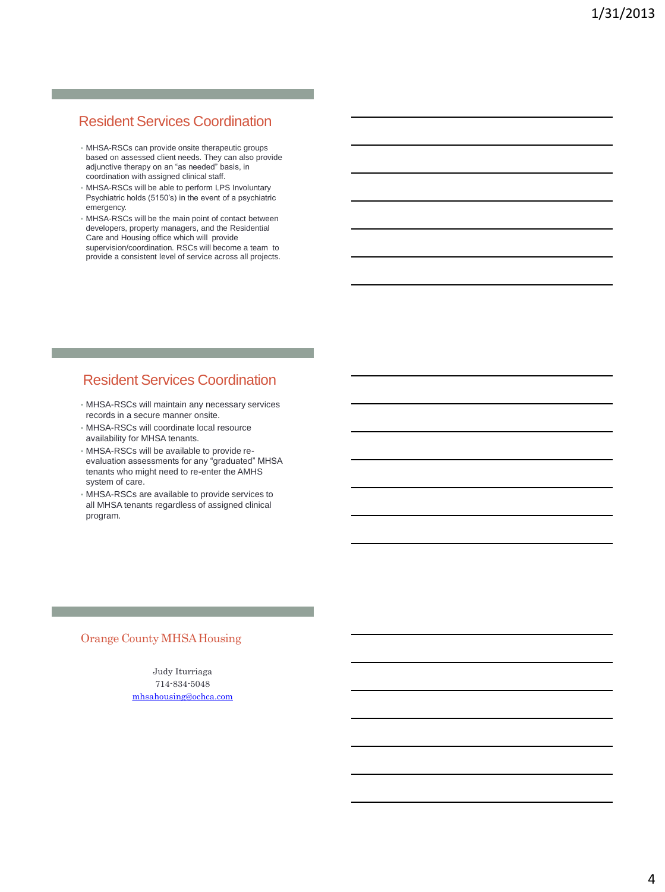## Resident Services Coordination

- MHSA-RSCs can provide onsite therapeutic groups based on assessed client needs. They can also provide adjunctive therapy on an "as needed" basis, in coordination with assigned clinical staff.
- MHSA-RSCs will be able to perform LPS Involuntary Psychiatric holds (5150's) in the event of a psychiatric emergency.
- MHSA-RSCs will be the main point of contact between developers, property managers, and the Residential Care and Housing office which will provide supervision/coordination. RSCs will become a team to provide a consistent level of service across all projects.

## Resident Services Coordination

- MHSA-RSCs will maintain any necessary services records in a secure manner onsite.
- MHSA-RSCs will coordinate local resource availability for MHSA tenants.
- MHSA-RSCs will be available to provide re-evaluation assessments for any "graduated" MHSA tenants who might need to re-enter the AMHS system of care.
- MHSA-RSCs are available to provide services to all MHSA tenants regardless of assigned clinical program.

## Orange County MHSA Housing

Judy Iturriaga
714-834-5048
mhsahousing@ochca.com